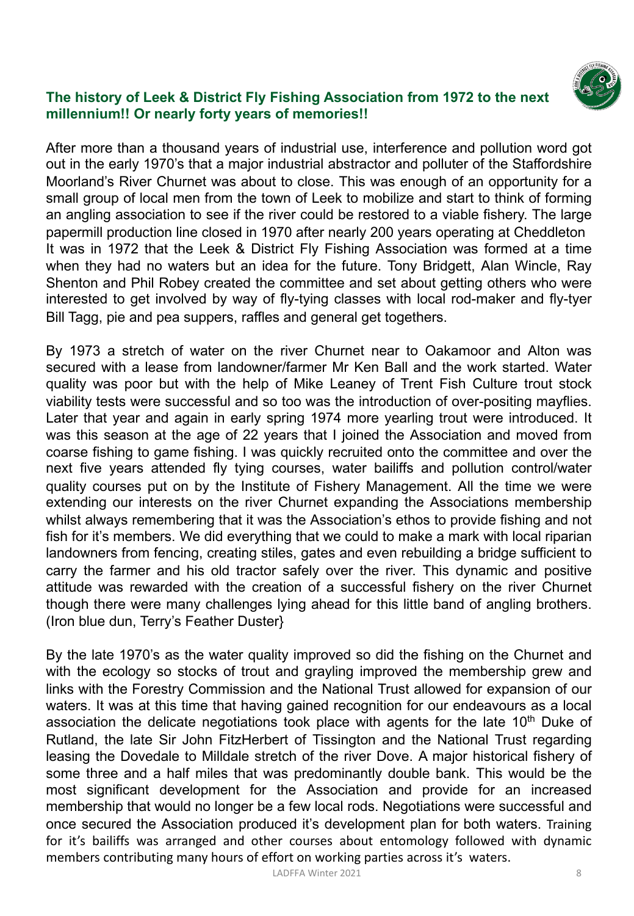## The history of Leek & District Fly Fishing Association from 1972 to the next millennium!! Or nearly forty years of memories!!

After more than a thousand years of industrial use, interference and pollution word got out in the early 1970's that a major industrial abstractor and polluter of the Staffordshire Moorland's River Churnet was about to close. This was enough of an opportunity for a small group of local men from the town of Leek to mobilize and start to think of forming an angling association to see if the river could be restored to a viable fishery. The large papermill production line closed in 1970 after nearly 200 years operating at Cheddleton It was in 1972 that the Leek & District Fly Fishing Association was formed at a time when they had no waters but an idea for the future. Tony Bridgett, Alan Wincle, Ray Shenton and Phil Robey created the committee and set about getting others who were interested to get involved by way of fly-tying classes with local rod-maker and fly-tyer Bill Tagg, pie and pea suppers, raffles and general get togethers.

By 1973 a stretch of water on the river Churnet near to Oakamoor and Alton was secured with a lease from landowner/farmer Mr Ken Ball and the work started. Water quality was poor but with the help of Mike Leaney of Trent Fish Culture trout stock viability tests were successful and so too was the introduction of over-positing mayflies. Later that year and again in early spring 1974 more yearling trout were introduced. It was this season at the age of 22 years that I joined the Association and moved from coarse fishing to game fishing. I was quickly recruited onto the committee and over the next five years attended fly tying courses, water bailiffs and pollution control/water quality courses put on by the Institute of Fishery Management. All the time we were extending our interests on the river Churnet expanding the Associations membership whilst always remembering that it was the Association's ethos to provide fishing and not fish for it's members. We did everything that we could to make a mark with local riparian landowners from fencing, creating stiles, gates and even rebuilding a bridge sufficient to carry the farmer and his old tractor safely over the river. This dynamic and positive attitude was rewarded with the creation of a successful fishery on the river Churnet though there were many challenges lying ahead for this little band of angling brothers. (Iron blue dun, Terry's Feather Duster}

By the late 1970's as the water quality improved so did the fishing on the Churnet and with the ecology so stocks of trout and grayling improved the membership grew and links with the Forestry Commission and the National Trust allowed for expansion of our waters. It was at this time that having gained recognition for our endeavours as a local association the delicate negotiations took place with agents for the late 10th Duke of Rutland, the late Sir John FitzHerbert of Tissington and the National Trust regarding leasing the Dovedale to Milldale stretch of the river Dove. A major historical fishery of some three and a half miles that was predominantly double bank. This would be the most significant development for the Association and provide for an increased membership that would no longer be a few local rods. Negotiations were successful and once secured the Association produced it's development plan for both waters. Training for it's bailiffs was arranged and other courses about entomology followed with dynamic members contributing many hours of effort on working parties across it's waters.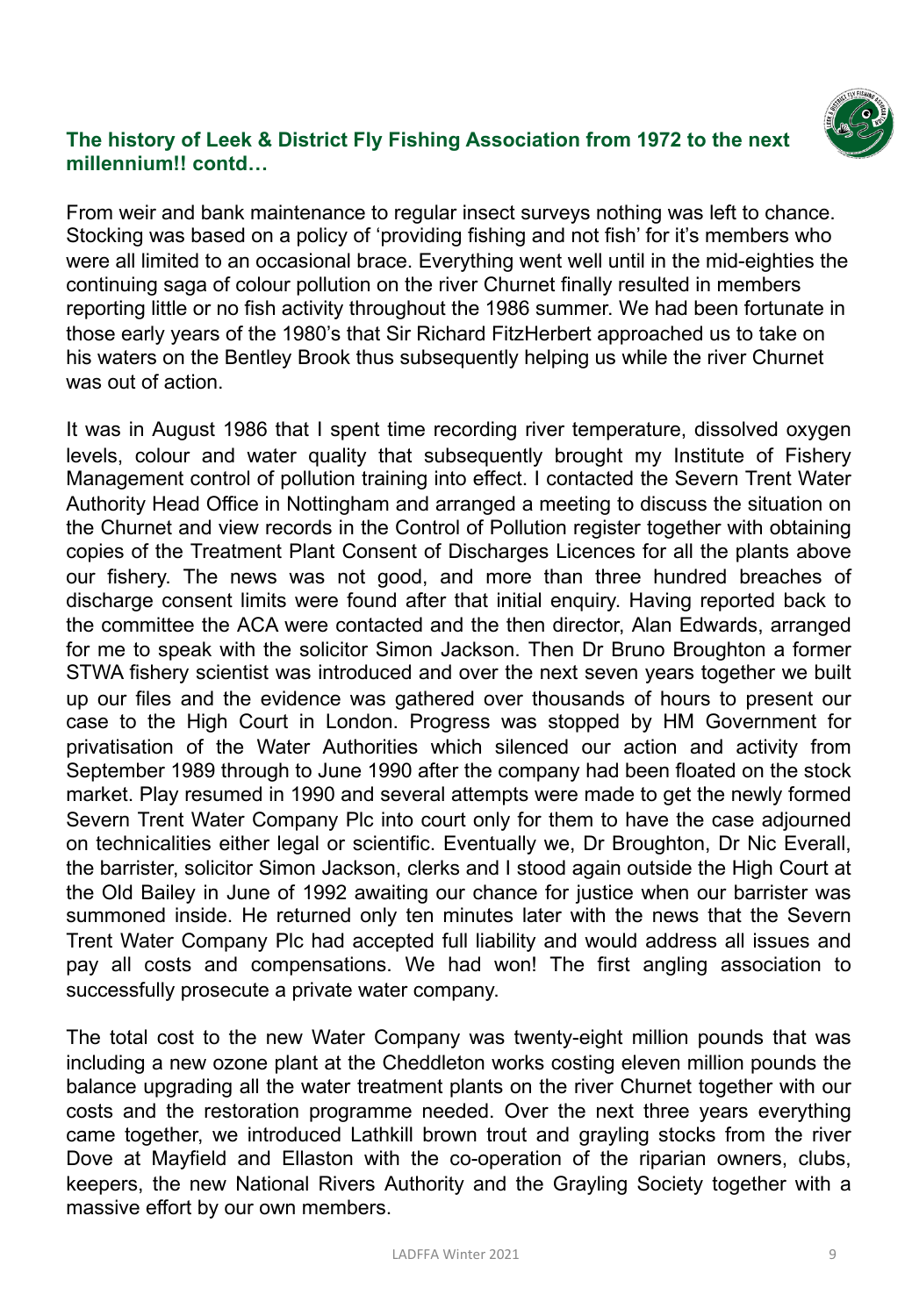## The history of Leek & District Fly Fishing Association from 1972 to the next millennium!! contd…

From weir and bank maintenance to regular insect surveys nothing was left to chance. Stocking was based on a policy of 'providing fishing and not fish' for it's members who were all limited to an occasional brace. Everything went well until in the mid-eighties the continuing saga of colour pollution on the river Churnet finally resulted in members reporting little or no fish activity throughout the 1986 summer. We had been fortunate in those early years of the 1980's that Sir Richard FitzHerbert approached us to take on his waters on the Bentley Brook thus subsequently helping us while the river Churnet was out of action.

It was in August 1986 that I spent time recording river temperature, dissolved oxygen levels, colour and water quality that subsequently brought my Institute of Fishery Management control of pollution training into effect. I contacted the Severn Trent Water Authority Head Office in Nottingham and arranged a meeting to discuss the situation on the Churnet and view records in the Control of Pollution register together with obtaining copies of the Treatment Plant Consent of Discharges Licences for all the plants above our fishery. The news was not good, and more than three hundred breaches of discharge consent limits were found after that initial enquiry. Having reported back to the committee the ACA were contacted and the then director, Alan Edwards, arranged for me to speak with the solicitor Simon Jackson. Then Dr Bruno Broughton a former STWA fishery scientist was introduced and over the next seven years together we built up our files and the evidence was gathered over thousands of hours to present our case to the High Court in London. Progress was stopped by HM Government for privatisation of the Water Authorities which silenced our action and activity from September 1989 through to June 1990 after the company had been floated on the stock market. Play resumed in 1990 and several attempts were made to get the newly formed Severn Trent Water Company Plc into court only for them to have the case adjourned on technicalities either legal or scientific. Eventually we, Dr Broughton, Dr Nic Everall, the barrister, solicitor Simon Jackson, clerks and I stood again outside the High Court at the Old Bailey in June of 1992 awaiting our chance for justice when our barrister was summoned inside. He returned only ten minutes later with the news that the Severn Trent Water Company Plc had accepted full liability and would address all issues and pay all costs and compensations. We had won! The first angling association to successfully prosecute a private water company.

The total cost to the new Water Company was twenty-eight million pounds that was including a new ozone plant at the Cheddleton works costing eleven million pounds the balance upgrading all the water treatment plants on the river Churnet together with our costs and the restoration programme needed. Over the next three years everything came together, we introduced Lathkill brown trout and grayling stocks from the river Dove at Mayfield and Ellaston with the co-operation of the riparian owners, clubs, keepers, the new National Rivers Authority and the Grayling Society together with a massive effort by our own members.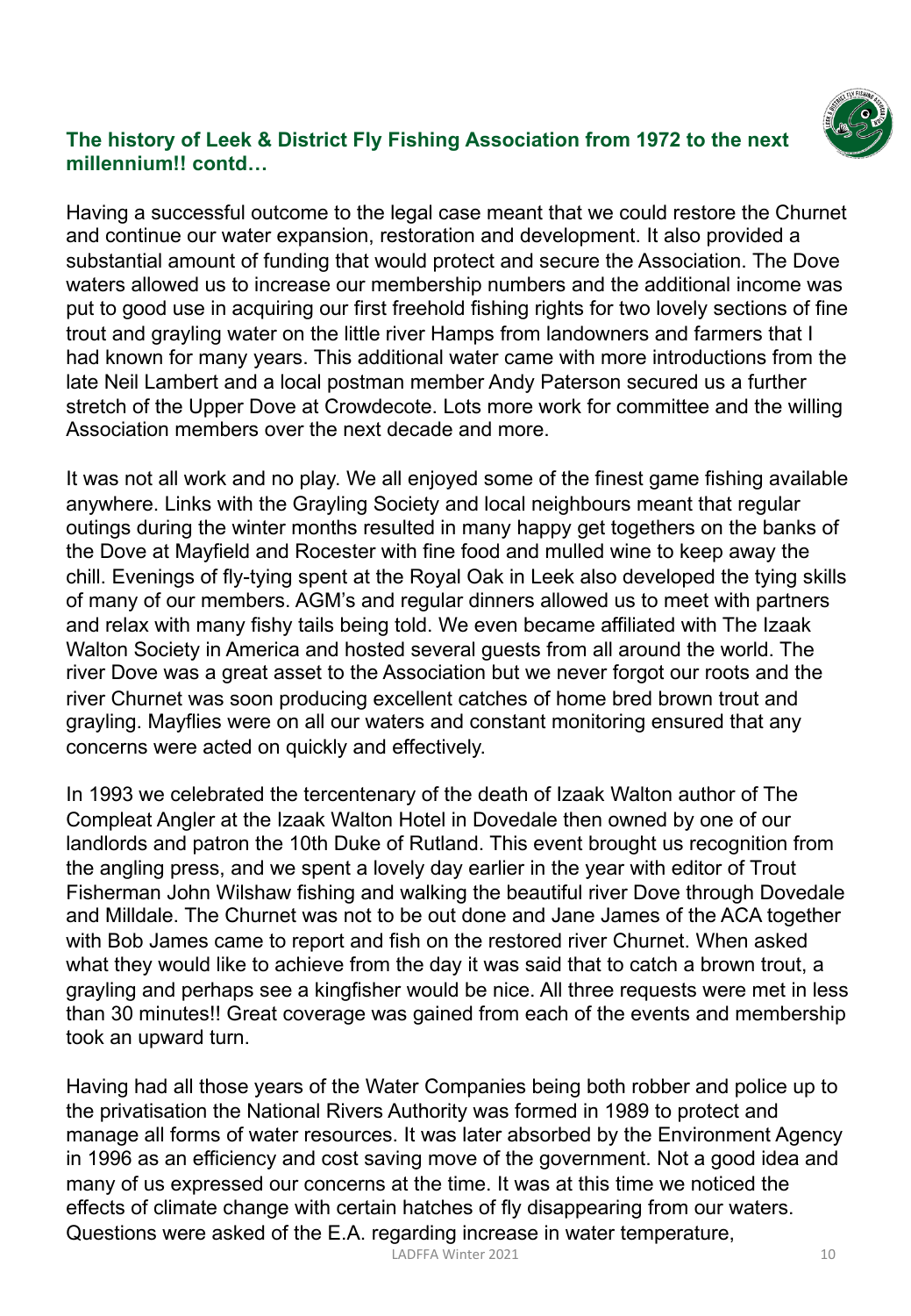## The history of Leek & District Fly Fishing Association from 1972 to the next millennium!! contd…

Having a successful outcome to the legal case meant that we could restore the Churnet and continue our water expansion, restoration and development. It also provided a substantial amount of funding that would protect and secure the Association. The Dove waters allowed us to increase our membership numbers and the additional income was put to good use in acquiring our first freehold fishing rights for two lovely sections of fine trout and grayling water on the little river Hamps from landowners and farmers that I had known for many years. This additional water came with more introductions from the late Neil Lambert and a local postman member Andy Paterson secured us a further stretch of the Upper Dove at Crowdecote. Lots more work for committee and the willing Association members over the next decade and more.

It was not all work and no play. We all enjoyed some of the finest game fishing available anywhere. Links with the Grayling Society and local neighbours meant that regular outings during the winter months resulted in many happy get togethers on the banks of the Dove at Mayfield and Rocester with fine food and mulled wine to keep away the chill. Evenings of fly-tying spent at the Royal Oak in Leek also developed the tying skills of many of our members. AGM's and regular dinners allowed us to meet with partners and relax with many fishy tails being told. We even became affiliated with The Izaak Walton Society in America and hosted several guests from all around the world. The river Dove was a great asset to the Association but we never forgot our roots and the river Churnet was soon producing excellent catches of home bred brown trout and grayling. Mayflies were on all our waters and constant monitoring ensured that any concerns were acted on quickly and effectively.

In 1993 we celebrated the tercentenary of the death of Izaak Walton author of The Compleat Angler at the Izaak Walton Hotel in Dovedale then owned by one of our landlords and patron the 10th Duke of Rutland. This event brought us recognition from the angling press, and we spent a lovely day earlier in the year with editor of Trout Fisherman John Wilshaw fishing and walking the beautiful river Dove through Dovedale and Milldale. The Churnet was not to be out done and Jane James of the ACA together with Bob James came to report and fish on the restored river Churnet. When asked what they would like to achieve from the day it was said that to catch a brown trout, a grayling and perhaps see a kingfisher would be nice. All three requests were met in less than 30 minutes!! Great coverage was gained from each of the events and membership took an upward turn.

Having had all those years of the Water Companies being both robber and police up to the privatisation the National Rivers Authority was formed in 1989 to protect and manage all forms of water resources. It was later absorbed by the Environment Agency in 1996 as an efficiency and cost saving move of the government. Not a good idea and many of us expressed our concerns at the time. It was at this time we noticed the effects of climate change with certain hatches of fly disappearing from our waters. Questions were asked of the E.A. regarding increase in water temperature,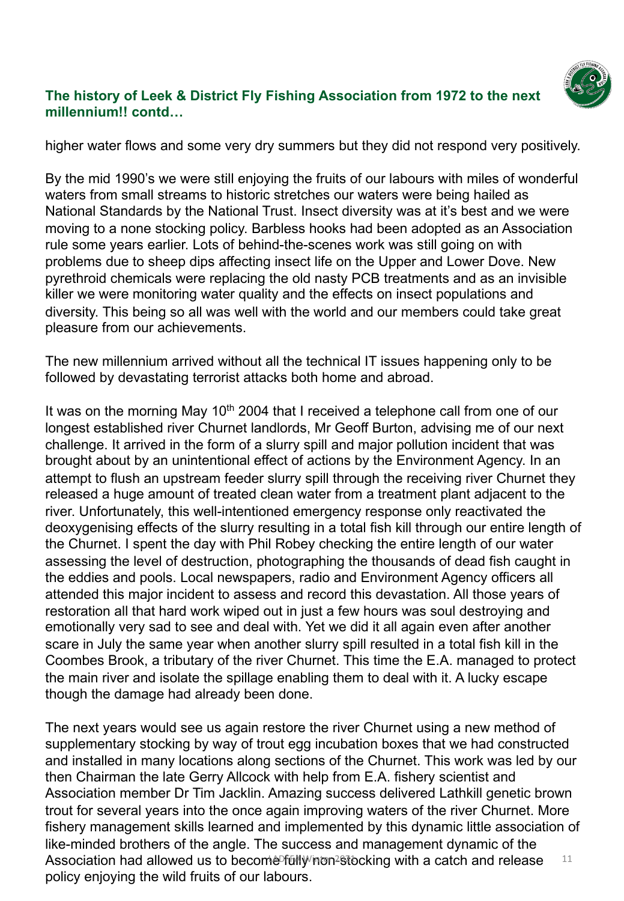## The history of Leek & District Fly Fishing Association from 1972 to the next millennium!! contd…

higher water flows and some very dry summers but they did not respond very positively.

By the mid 1990's we were still enjoying the fruits of our labours with miles of wonderful waters from small streams to historic stretches our waters were being hailed as National Standards by the National Trust. Insect diversity was at it's best and we were moving to a none stocking policy. Barbless hooks had been adopted as an Association rule some years earlier. Lots of behind-the-scenes work was still going on with problems due to sheep dips affecting insect life on the Upper and Lower Dove. New pyrethroid chemicals were replacing the old nasty PCB treatments and as an invisible killer we were monitoring water quality and the effects on insect populations and diversity. This being so all was well with the world and our members could take great pleasure from our achievements.

The new millennium arrived without all the technical IT issues happening only to be followed by devastating terrorist attacks both home and abroad.

It was on the morning May 10th 2004 that I received a telephone call from one of our longest established river Churnet landlords, Mr Geoff Burton, advising me of our next challenge. It arrived in the form of a slurry spill and major pollution incident that was brought about by an unintentional effect of actions by the Environment Agency. In an attempt to flush an upstream feeder slurry spill through the receiving river Churnet they released a huge amount of treated clean water from a treatment plant adjacent to the river. Unfortunately, this well-intentioned emergency response only reactivated the deoxygenising effects of the slurry resulting in a total fish kill through our entire length of the Churnet. I spent the day with Phil Robey checking the entire length of our water assessing the level of destruction, photographing the thousands of dead fish caught in the eddies and pools. Local newspapers, radio and Environment Agency officers all attended this major incident to assess and record this devastation. All those years of restoration all that hard work wiped out in just a few hours was soul destroying and emotionally very sad to see and deal with. Yet we did it all again even after another scare in July the same year when another slurry spill resulted in a total fish kill in the Coombes Brook, a tributary of the river Churnet. This time the E.A. managed to protect the main river and isolate the spillage enabling them to deal with it. A lucky escape though the damage had already been done.

The next years would see us again restore the river Churnet using a new method of supplementary stocking by way of trout egg incubation boxes that we had constructed and installed in many locations along sections of the Churnet. This work was led by our then Chairman the late Gerry Allcock with help from E.A. fishery scientist and Association member Dr Tim Jacklin. Amazing success delivered Lathkill genetic brown trout for several years into the once again improving waters of the river Churnet. More fishery management skills learned and implemented by this dynamic little association of like-minded brothers of the angle. The success and management dynamic of the Association had allowed us to become fully non-stocking with a catch and release policy enjoying the wild fruits of our labours.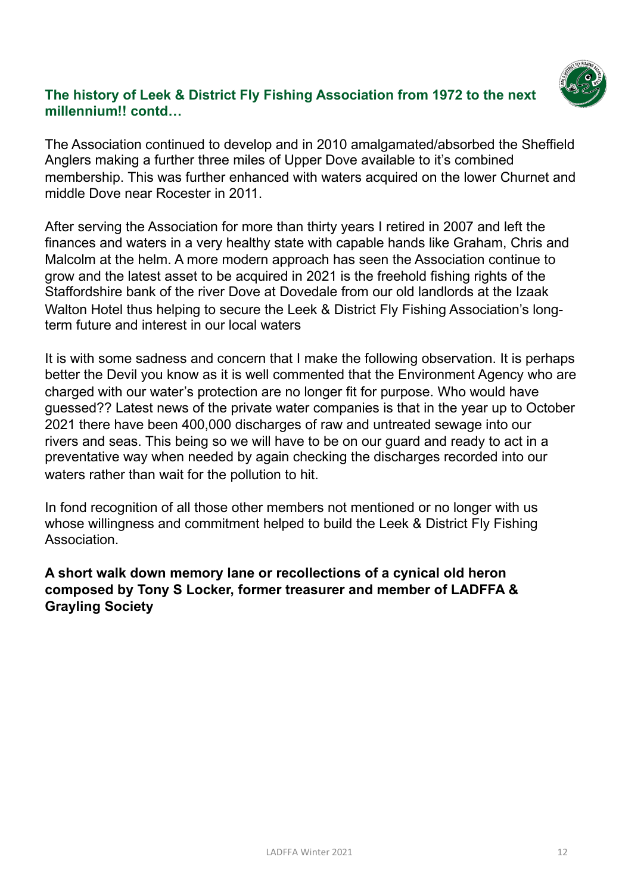## The history of Leek & District Fly Fishing Association from 1972 to the next millennium!! contd…

The Association continued to develop and in 2010 amalgamated/absorbed the Sheffield Anglers making a further three miles of Upper Dove available to it's combined membership. This was further enhanced with waters acquired on the lower Churnet and middle Dove near Rocester in 2011.

After serving the Association for more than thirty years I retired in 2007 and left the finances and waters in a very healthy state with capable hands like Graham, Chris and Malcolm at the helm. A more modern approach has seen the Association continue to grow and the latest asset to be acquired in 2021 is the freehold fishing rights of the Staffordshire bank of the river Dove at Dovedale from our old landlords at the Izaak Walton Hotel thus helping to secure the Leek & District Fly Fishing Association's long-term future and interest in our local waters

It is with some sadness and concern that I make the following observation. It is perhaps better the Devil you know as it is well commented that the Environment Agency who are charged with our water's protection are no longer fit for purpose. Who would have guessed?? Latest news of the private water companies is that in the year up to October 2021 there have been 400,000 discharges of raw and untreated sewage into our rivers and seas. This being so we will have to be on our guard and ready to act in a preventative way when needed by again checking the discharges recorded into our waters rather than wait for the pollution to hit.

In fond recognition of all those other members not mentioned or no longer with us whose willingness and commitment helped to build the Leek & District Fly Fishing Association.

**A short walk down memory lane or recollections of a cynical old heron composed by Tony S Locker, former treasurer and member of LADFFA & Grayling Society**